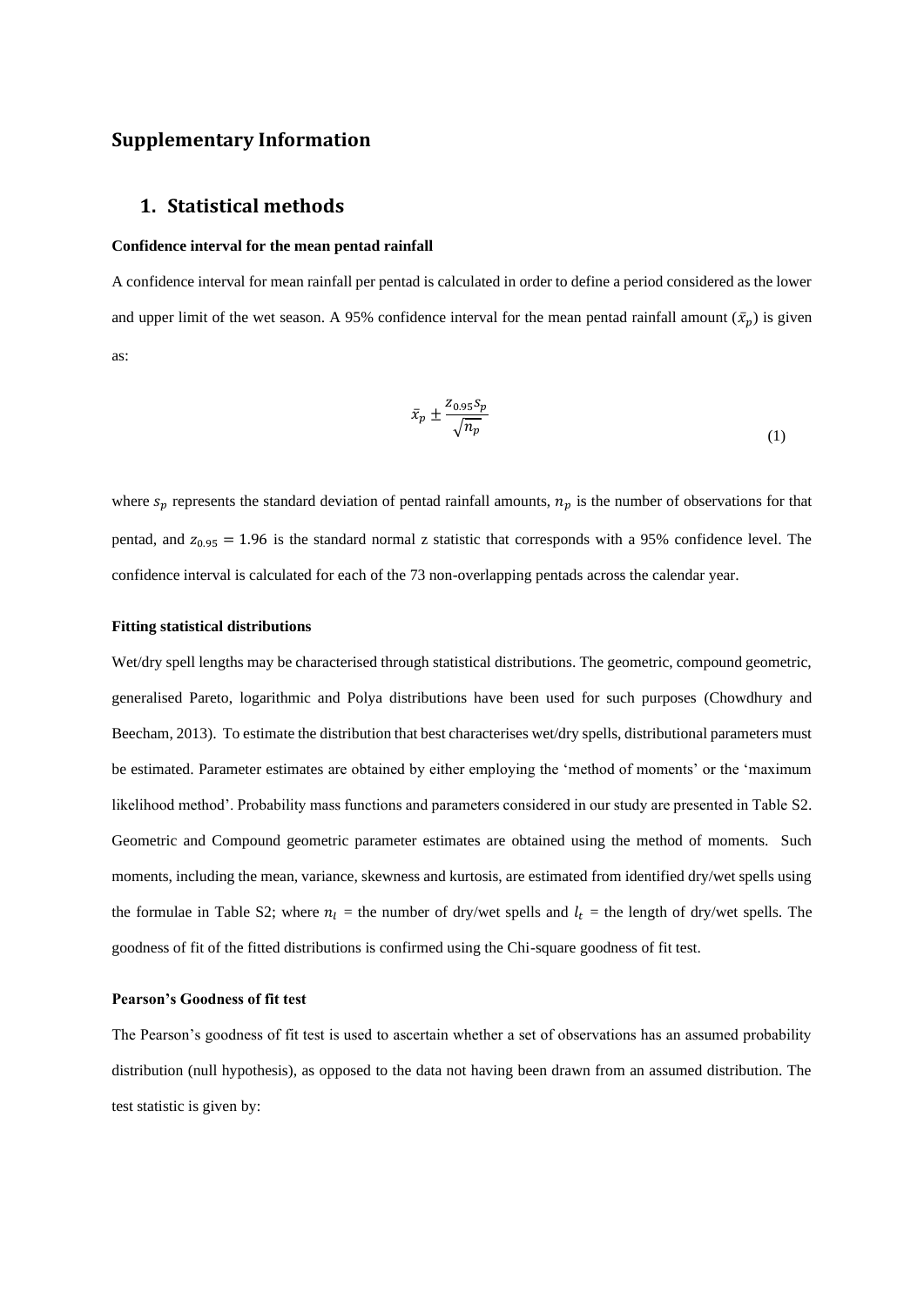# Supplementary Information

## 1. Statistical methods

**Confidence interval for the mean pentad rainfall**

A confidence interval for mean rainfall per pentad is calculated in order to define a period considered as the lower and upper limit of the wet season. A 95% confidence interval for the mean pentad rainfall amount ($\bar{x}_p$) is given as:

$$\bar{x}_p \pm \frac{z_{0.95} s_p}{\sqrt{n_p}} \tag{1}$$

where $s_p$ represents the standard deviation of pentad rainfall amounts, $n_p$ is the number of observations for that pentad, and $z_{0.95} = 1.96$ is the standard normal z statistic that corresponds with a 95% confidence level. The confidence interval is calculated for each of the 73 non-overlapping pentads across the calendar year.

**Fitting statistical distributions**

Wet/dry spell lengths may be characterised through statistical distributions. The geometric, compound geometric, generalised Pareto, logarithmic and Polya distributions have been used for such purposes (Chowdhury and Beecham, 2013). To estimate the distribution that best characterises wet/dry spells, distributional parameters must be estimated. Parameter estimates are obtained by either employing the 'method of moments' or the 'maximum likelihood method'. Probability mass functions and parameters considered in our study are presented in Table S2. Geometric and Compound geometric parameter estimates are obtained using the method of moments. Such moments, including the mean, variance, skewness and kurtosis, are estimated from identified dry/wet spells using the formulae in Table S2; where $n_l$ = the number of dry/wet spells and $l_t$ = the length of dry/wet spells. The goodness of fit of the fitted distributions is confirmed using the Chi-square goodness of fit test.

**Pearson's Goodness of fit test**

The Pearson's goodness of fit test is used to ascertain whether a set of observations has an assumed probability distribution (null hypothesis), as opposed to the data not having been drawn from an assumed distribution. The test statistic is given by: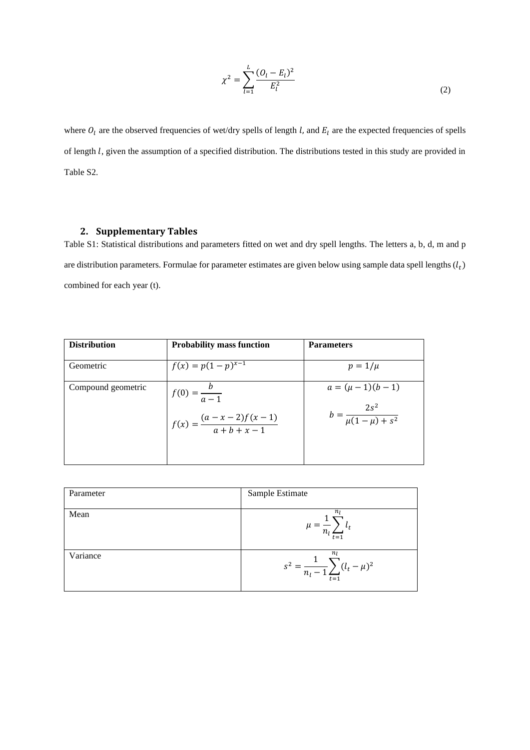$$\chi^2 = \sum_{l=1}^{L} \frac{(O_l - E_l)^2}{E_l^2} \tag{2}$$

where $O_l$ are the observed frequencies of wet/dry spells of length $l$, and $E_l$ are the expected frequencies of spells of length $l$, given the assumption of a specified distribution. The distributions tested in this study are provided in Table S2.

## 2. Supplementary Tables

Table S1: Statistical distributions and parameters fitted on wet and dry spell lengths. The letters a, b, d, m and p are distribution parameters. Formulae for parameter estimates are given below using sample data spell lengths ($l_t$) combined for each year (t).

| **Distribution** | **Probability mass function** | **Parameters** |
|---|---|---|
| Geometric | $f(x) = p(1-p)^{x-1}$ | $p = 1/\mu$ |
| Compound geometric | $f(0) = \frac{b}{a-1}$ <br> $f(x) = \frac{(a-x-2)f(x-1)}{a+b+x-1}$ | $a = (\mu - 1)(b - 1)$ <br> $b = \frac{2s^2}{\mu(1-\mu) + s^2}$ |

| Parameter | Sample Estimate |
|---|---|
| Mean | $\mu = \frac{1}{n_l}\sum_{t=1}^{n_l} l_t$ |
| Variance | $s^2 = \frac{1}{n_l - 1}\sum_{t=1}^{n_l}(l_t - \mu)^2$ |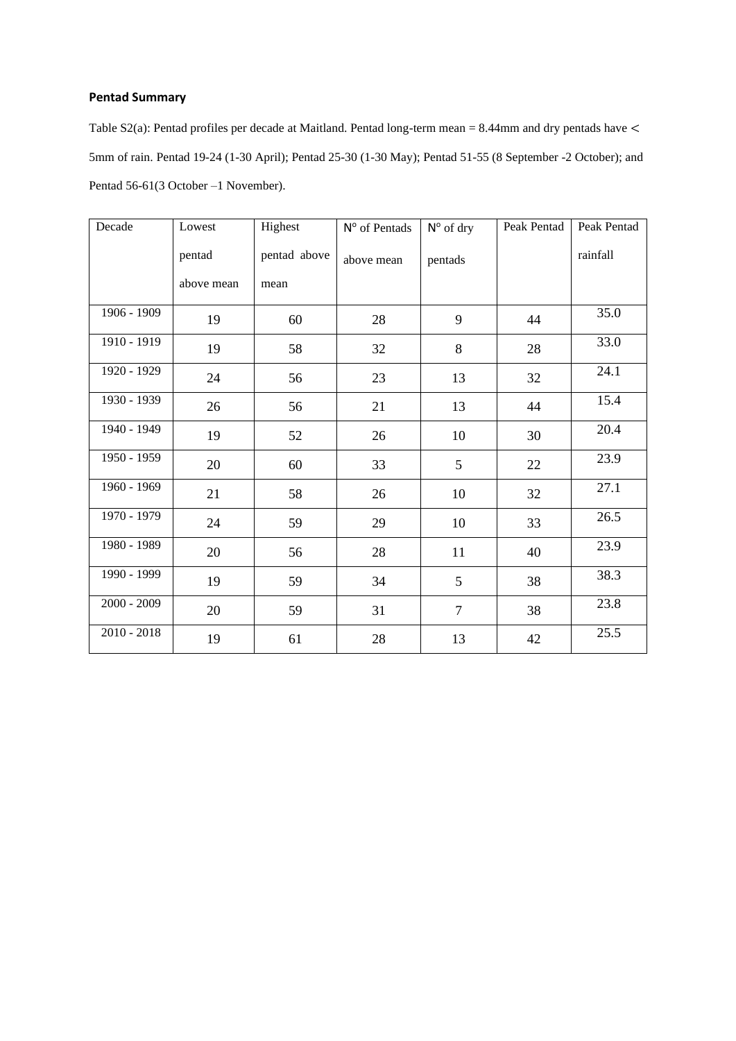**Pentad Summary**

Table S2(a): Pentad profiles per decade at Maitland. Pentad long-term mean = 8.44mm and dry pentads have < 5mm of rain. Pentad 19-24 (1-30 April); Pentad 25-30 (1-30 May); Pentad 51-55 (8 September -2 October); and Pentad 56-61(3 October –1 November).

| Decade | Lowest pentad above mean | Highest pentad above mean | N° of Pentads above mean | N° of dry pentads | Peak Pentad | Peak Pentad rainfall |
|---|---|---|---|---|---|---|
| 1906 - 1909 | 19 | 60 | 28 | 9 | 44 | 35.0 |
| 1910 - 1919 | 19 | 58 | 32 | 8 | 28 | 33.0 |
| 1920 - 1929 | 24 | 56 | 23 | 13 | 32 | 24.1 |
| 1930 - 1939 | 26 | 56 | 21 | 13 | 44 | 15.4 |
| 1940 - 1949 | 19 | 52 | 26 | 10 | 30 | 20.4 |
| 1950 - 1959 | 20 | 60 | 33 | 5 | 22 | 23.9 |
| 1960 - 1969 | 21 | 58 | 26 | 10 | 32 | 27.1 |
| 1970 - 1979 | 24 | 59 | 29 | 10 | 33 | 26.5 |
| 1980 - 1989 | 20 | 56 | 28 | 11 | 40 | 23.9 |
| 1990 - 1999 | 19 | 59 | 34 | 5 | 38 | 38.3 |
| 2000 - 2009 | 20 | 59 | 31 | 7 | 38 | 23.8 |
| 2010 - 2018 | 19 | 61 | 28 | 13 | 42 | 25.5 |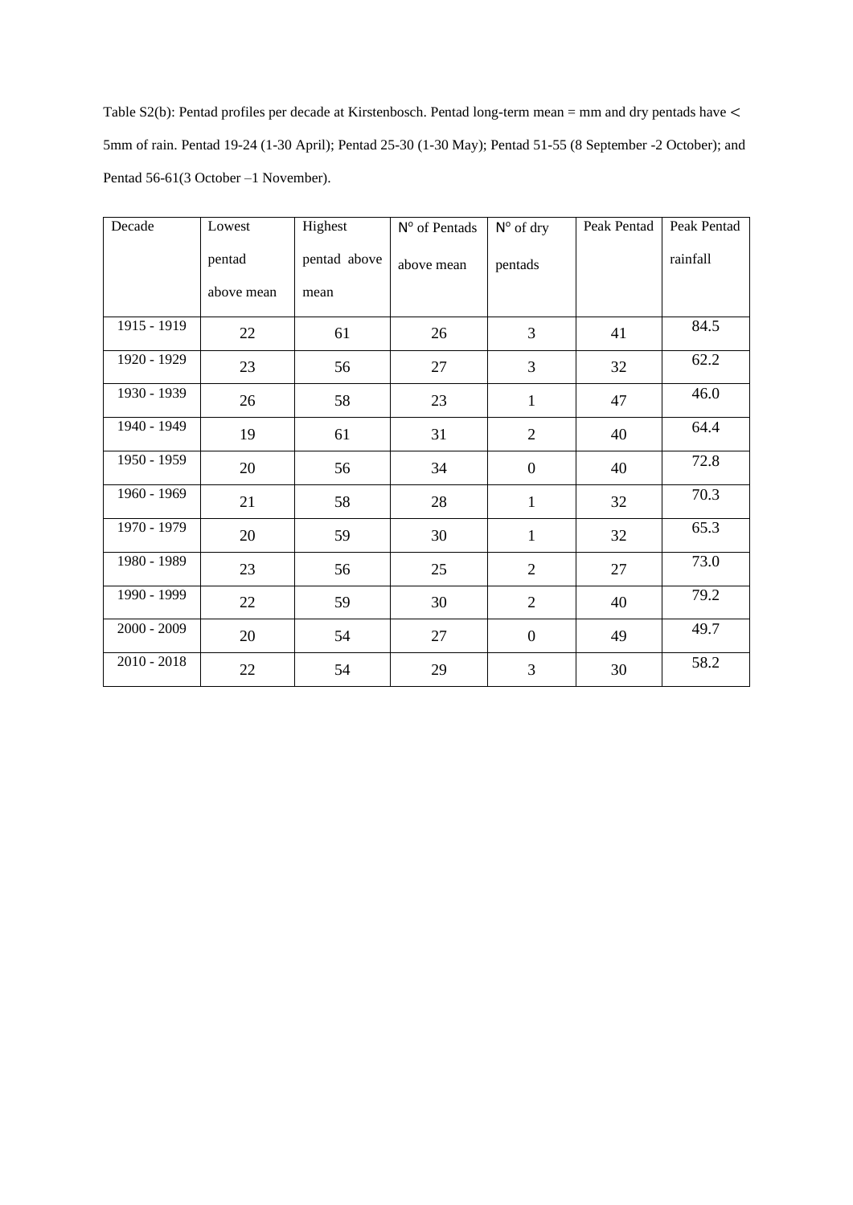Table S2(b): Pentad profiles per decade at Kirstenbosch. Pentad long-term mean = mm and dry pentads have < 5mm of rain. Pentad 19-24 (1-30 April); Pentad 25-30 (1-30 May); Pentad 51-55 (8 September -2 October); and Pentad 56-61(3 October –1 November).

| Decade | Lowest pentad above mean | Highest pentad above mean | N° of Pentads above mean | N° of dry pentads | Peak Pentad | Peak Pentad rainfall |
|---|---|---|---|---|---|---|
| 1915 - 1919 | 22 | 61 | 26 | 3 | 41 | 84.5 |
| 1920 - 1929 | 23 | 56 | 27 | 3 | 32 | 62.2 |
| 1930 - 1939 | 26 | 58 | 23 | 1 | 47 | 46.0 |
| 1940 - 1949 | 19 | 61 | 31 | 2 | 40 | 64.4 |
| 1950 - 1959 | 20 | 56 | 34 | 0 | 40 | 72.8 |
| 1960 - 1969 | 21 | 58 | 28 | 1 | 32 | 70.3 |
| 1970 - 1979 | 20 | 59 | 30 | 1 | 32 | 65.3 |
| 1980 - 1989 | 23 | 56 | 25 | 2 | 27 | 73.0 |
| 1990 - 1999 | 22 | 59 | 30 | 2 | 40 | 79.2 |
| 2000 - 2009 | 20 | 54 | 27 | 0 | 49 | 49.7 |
| 2010 - 2018 | 22 | 54 | 29 | 3 | 30 | 58.2 |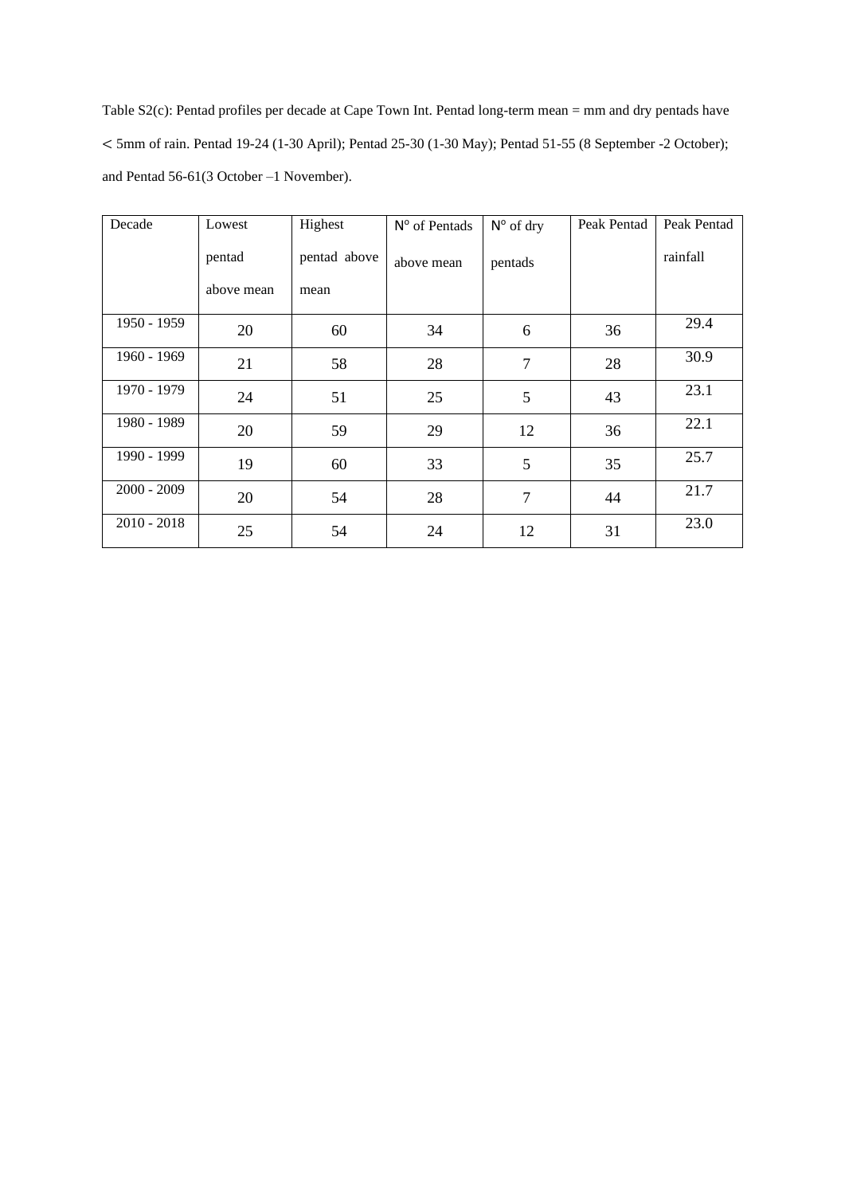Table S2(c): Pentad profiles per decade at Cape Town Int. Pentad long-term mean = mm and dry pentads have < 5mm of rain. Pentad 19-24 (1-30 April); Pentad 25-30 (1-30 May); Pentad 51-55 (8 September -2 October); and Pentad 56-61(3 October –1 November).

| Decade | Lowest pentad above mean | Highest pentad above mean | N° of Pentads above mean | N° of dry pentads | Peak Pentad | Peak Pentad rainfall |
|---|---|---|---|---|---|---|
| 1950 - 1959 | 20 | 60 | 34 | 6 | 36 | 29.4 |
| 1960 - 1969 | 21 | 58 | 28 | 7 | 28 | 30.9 |
| 1970 - 1979 | 24 | 51 | 25 | 5 | 43 | 23.1 |
| 1980 - 1989 | 20 | 59 | 29 | 12 | 36 | 22.1 |
| 1990 - 1999 | 19 | 60 | 33 | 5 | 35 | 25.7 |
| 2000 - 2009 | 20 | 54 | 28 | 7 | 44 | 21.7 |
| 2010 - 2018 | 25 | 54 | 24 | 12 | 31 | 23.0 |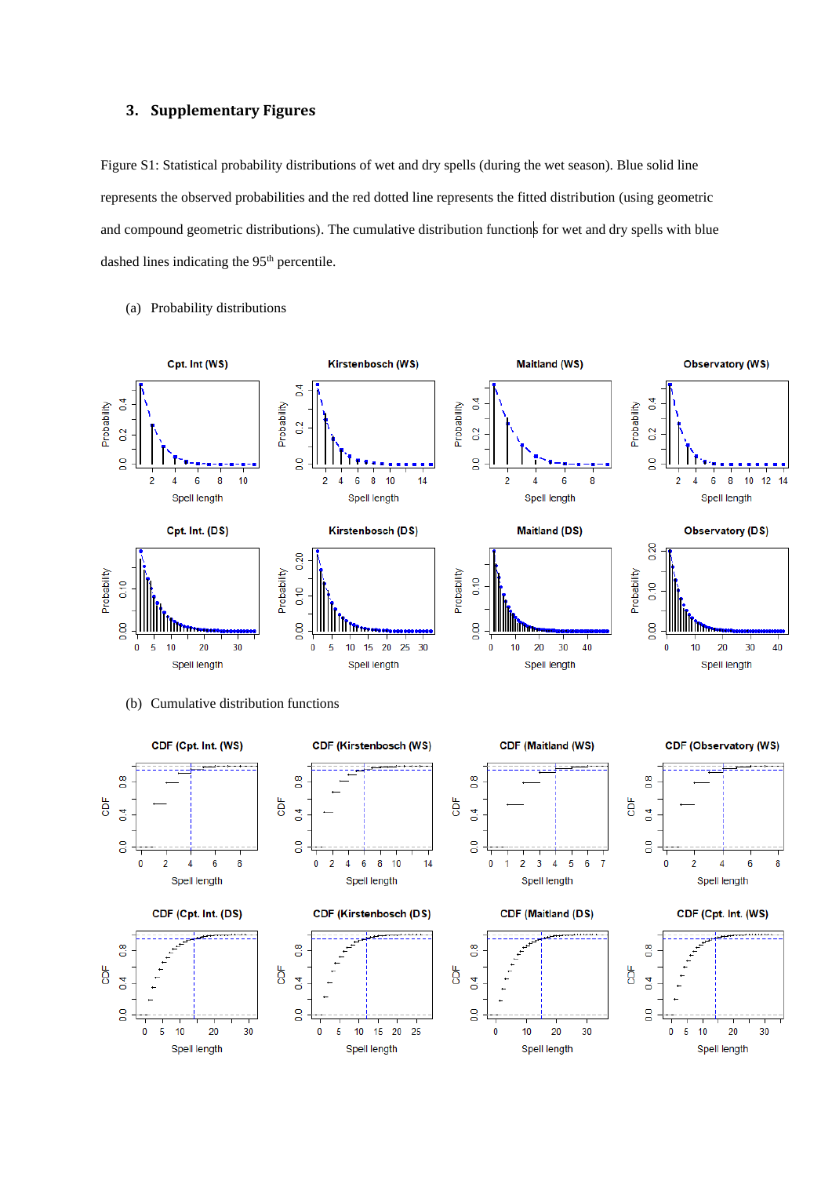## 3. Supplementary Figures

Figure S1: Statistical probability distributions of wet and dry spells (during the wet season). Blue solid line represents the observed probabilities and the red dotted line represents the fitted distribution (using geometric and compound geometric distributions). The cumulative distribution functions for wet and dry spells with blue dashed lines indicating the 95th percentile.

(a) Probability distributions

(b) Cumulative distribution functions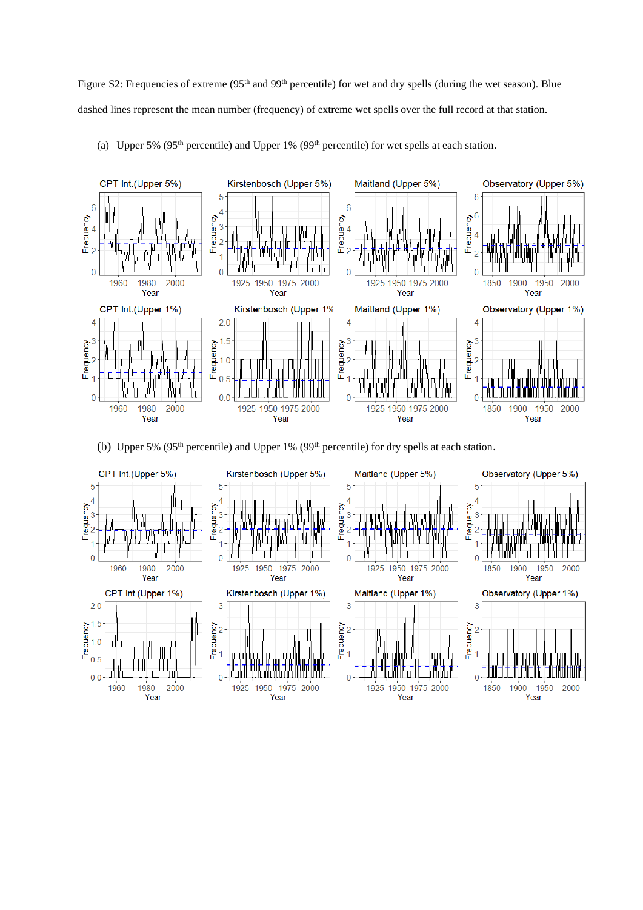Figure S2: Frequencies of extreme (95th and 99th percentile) for wet and dry spells (during the wet season). Blue dashed lines represent the mean number (frequency) of extreme wet spells over the full record at that station.

(a) Upper 5% (95th percentile) and Upper 1% (99th percentile) for wet spells at each station.

(b) Upper 5% (95th percentile) and Upper 1% (99th percentile) for dry spells at each station.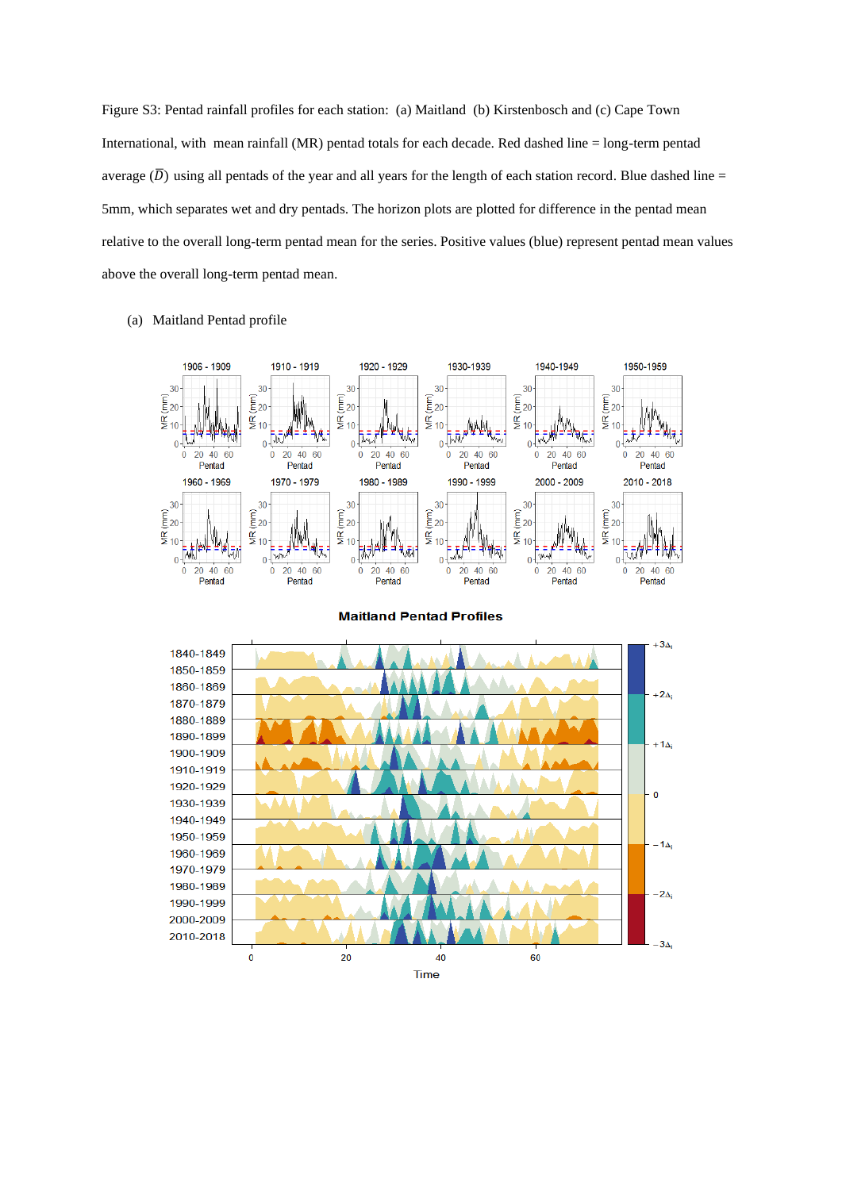Figure S3: Pentad rainfall profiles for each station: (a) Maitland (b) Kirstenbosch and (c) Cape Town International, with mean rainfall (MR) pentad totals for each decade. Red dashed line = long-term pentad average ($\overline{D}$) using all pentads of the year and all years for the length of each station record. Blue dashed line = 5mm, which separates wet and dry pentads. The horizon plots are plotted for difference in the pentad mean relative to the overall long-term pentad mean for the series. Positive values (blue) represent pentad mean values above the overall long-term pentad mean.

(a) Maitland Pentad profile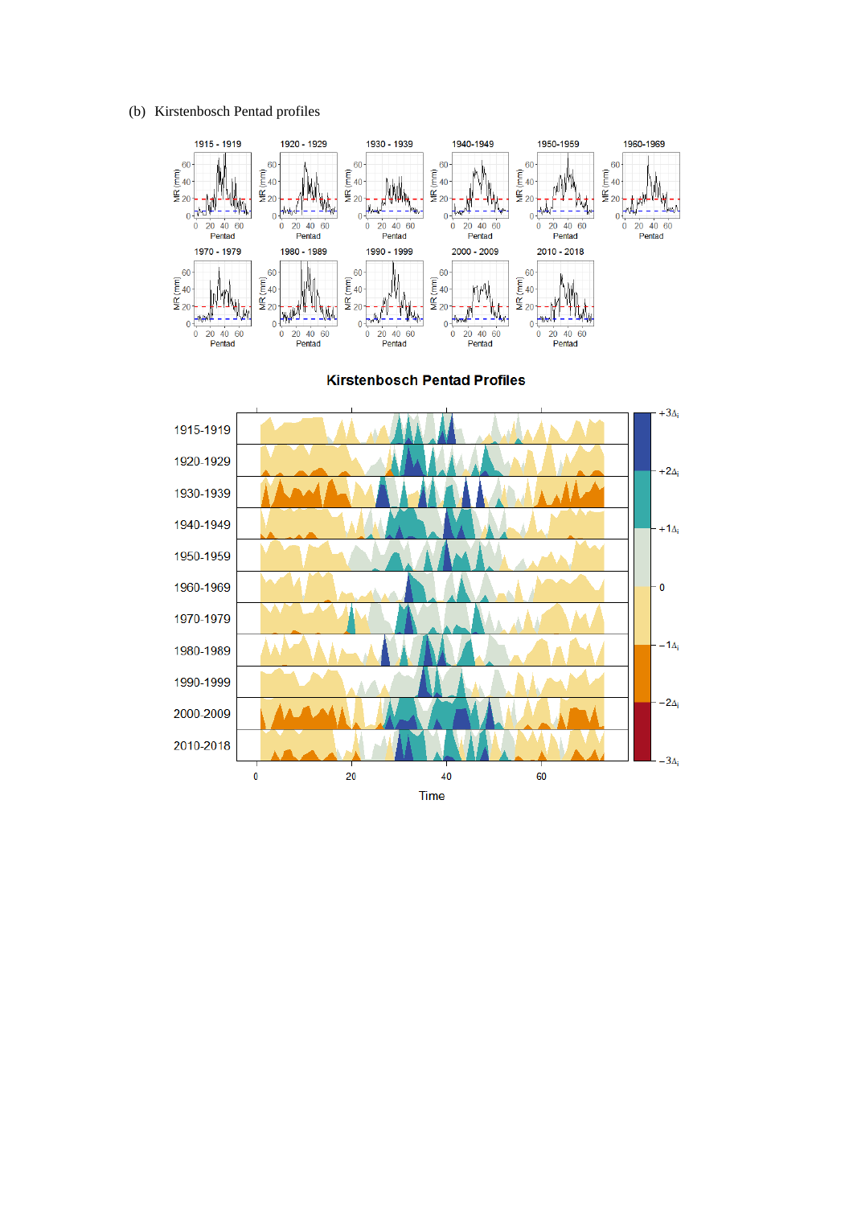(b) Kirstenbosch Pentad profiles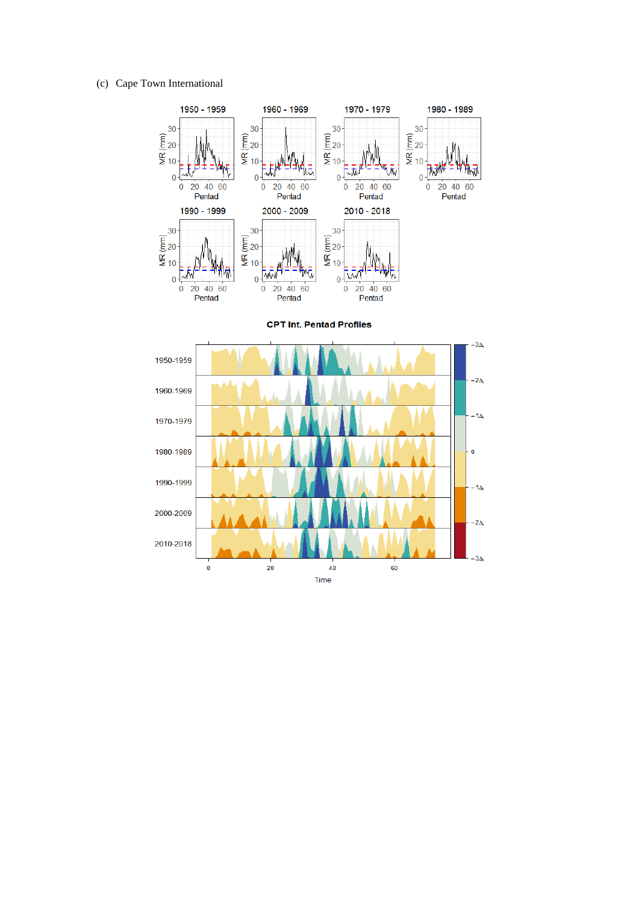(c) Cape Town International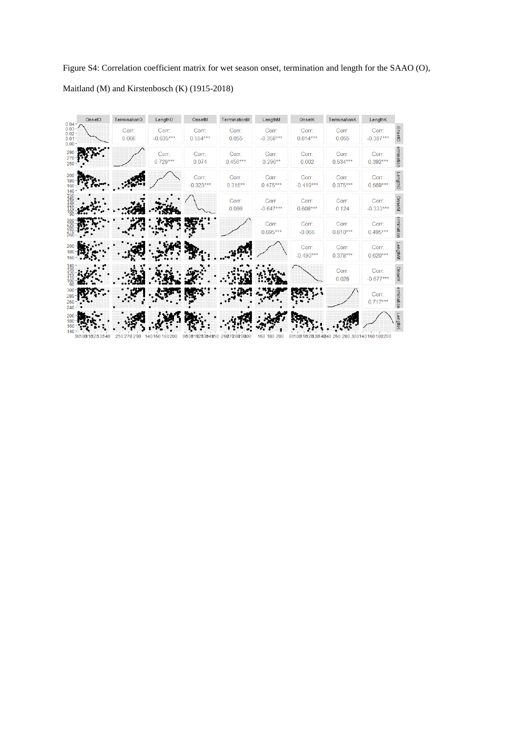Figure S4: Correlation coefficient matrix for wet season onset, termination and length for the SAAO (O), Maitland (M) and Kirstenbosch (K) (1915-2018)

OnsetO TerminationO LengthO OnsetM TerminationM LengthM OnsetK TerminationK LengthK

OnsetO: Corr: 0.066 | Corr: -0.635*** | Corr: 0.554*** | Corr: 0.055 | Corr: -0.358*** | Corr: 0.614*** | Corr: 0.055 | Corr: -0.387***

TerminationO: Corr: 0.729*** | Corr: 0.074 | Corr: 0.456*** | Corr: 0.296** | Corr: 0.002 | Corr: 0.534*** | Corr: 0.392***

LengthO: Corr: -0.323*** | Corr: 0.315** | Corr: 0.475*** | Corr: -0.419*** | Corr: 0.375*** | Corr: 0.569***

OnsetM: Corr: 0.098 | Corr: -0.647*** | Corr: 0.608*** | Corr: 0.124 | Corr: -0.333***

TerminationM: Corr: 0.695*** | Corr: -0.066 | Corr: 0.610*** | Corr: 0.495***

LengthM: Corr: -0.490*** | Corr: 0.378*** | Corr: 0.620***

OnsetK: Corr: 0.028 | Corr: -0.677***

TerminationK: Corr: 0.717***